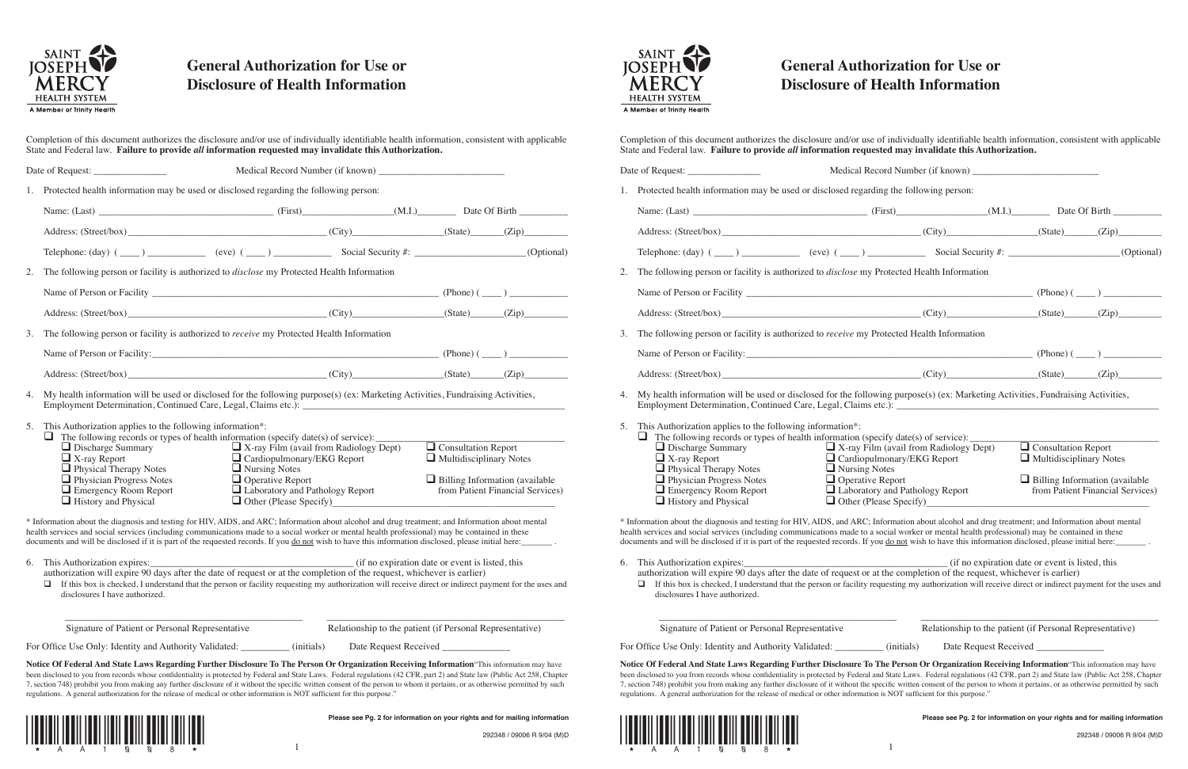SAINT JOSEPH MERCY HEALTH SYSTEM
A Member of Trinity Health

# General Authorization for Use or Disclosure of Health Information

Completion of this document authorizes the disclosure and/or use of individually identifiable health information, consistent with applicable State and Federal law. **Failure to provide *all* information requested may invalidate this Authorization.**

Date of Request: _______________ Medical Record Number (if known) ___________________________

1. Protected health information may be used or disclosed regarding the following person:

   Name: (Last) ___________________________________ (First)__________________(M.I.)________ Date Of Birth __________

   Address: (Street/box) ___________________________________________ (City)__________________(State)_______(Zip)_________

   Telephone: (day) ( ____ ) ____________ (eve) ( ____ ) ____________ Social Security #: _______________________(Optional)

2. The following person or facility is authorized to *disclose* my Protected Health Information

   Name of Person or Facility ______________________________________________________________ (Phone) ( ____ ) ____________

   Address: (Street/box) ___________________________________________ (City)__________________(State)_______(Zip)_________

3. The following person or facility is authorized to *receive* my Protected Health Information

   Name of Person or Facility:______________________________________________________________ (Phone) ( ____ ) ____________

   Address: (Street/box) ___________________________________________ (City)__________________(State)_______(Zip)_________

4. My health information will be used or disclosed for the following purpose(s) (ex: Marketing Activities, Fundraising Activities, Employment Determination, Continued Care, Legal, Claims etc.): ______________________________________________________

5. This Authorization applies to the following information*:
   - ❑ The following records or types of health information (specify date(s) of service): ______________________________________
     - ❑ Discharge Summary
     - ❑ X-ray Report
     - ❑ Physical Therapy Notes
     - ❑ Physician Progress Notes
     - ❑ Emergency Room Report
     - ❑ History and Physical
     - ❑ X-ray Film (avail from Radiology Dept)
     - ❑ Cardiopulmonary/EKG Report
     - ❑ Nursing Notes
     - ❑ Operative Report
     - ❑ Laboratory and Pathology Report
     - ❑ Other (Please Specify)_____________________________________________
     - ❑ Consultation Report
     - ❑ Multidisciplinary Notes
     - ❑ Billing Information (available from Patient Financial Services)

\* Information about the diagnosis and testing for HIV, AIDS, and ARC; Information about alcohol and drug treatment; and Information about mental health services and social services (including communications made to a social worker or mental health professional) may be contained in these documents and will be disclosed if it is part of the requested records. If you do not wish to have this information disclosed, please initial here:_______ .

6. This Authorization expires:___________________________________________ (if no expiration date or event is listed, this authorization will expire 90 days after the date of request or at the completion of the request, whichever is earlier)
   - ❑ If this box is checked, I understand that the person or facility requesting my authorization will receive direct or indirect payment for the uses and disclosures I have authorized.

_____________________________________________ Signature of Patient or Personal Representative

_____________________________________________ Relationship to the patient (if Personal Representative)

For Office Use Only: Identity and Authority Validated: __________ (initials) Date Request Received ______________

**Notice Of Federal And State Laws Regarding Further Disclosure To The Person Or Organization Receiving Information** "This information may have been disclosed to you from records whose confidentiality is protected by Federal and State Laws. Federal regulations (42 CFR, part 2) and State law (Public Act 258, Chapter 7, section 748) prohibit you from making any further disclosure of it without the specific written consent of the person to whom it pertains, or as otherwise permitted by such regulations. A general authorization for the release of medical or other information is NOT sufficient for this purpose."

**Please see Pg. 2 for information on your rights and for mailing information**

292348 / 09006 R 9/04 (M)D

---

SAINT JOSEPH MERCY HEALTH SYSTEM
A Member of Trinity Health

# General Authorization for Use or Disclosure of Health Information

Completion of this document authorizes the disclosure and/or use of individually identifiable health information, consistent with applicable State and Federal law. **Failure to provide *all* information requested may invalidate this Authorization.**

Date of Request: _______________ Medical Record Number (if known) ___________________________

1. Protected health information may be used or disclosed regarding the following person:

   Name: (Last) ___________________________________ (First)__________________(M.I.)________ Date Of Birth __________

   Address: (Street/box) ___________________________________________ (City)__________________(State)_______(Zip)_________

   Telephone: (day) ( ____ ) ____________ (eve) ( ____ ) ____________ Social Security #: _______________________(Optional)

2. The following person or facility is authorized to *disclose* my Protected Health Information

   Name of Person or Facility ______________________________________________________________ (Phone) ( ____ ) ____________

   Address: (Street/box) ___________________________________________ (City)__________________(State)_______(Zip)_________

3. The following person or facility is authorized to *receive* my Protected Health Information

   Name of Person or Facility:______________________________________________________________ (Phone) ( ____ ) ____________

   Address: (Street/box) ___________________________________________ (City)__________________(State)_______(Zip)_________

4. My health information will be used or disclosed for the following purpose(s) (ex: Marketing Activities, Fundraising Activities, Employment Determination, Continued Care, Legal, Claims etc.): ______________________________________________________

5. This Authorization applies to the following information*:
   - ❑ The following records or types of health information (specify date(s) of service): ______________________________________
     - ❑ Discharge Summary
     - ❑ X-ray Report
     - ❑ Physical Therapy Notes
     - ❑ Physician Progress Notes
     - ❑ Emergency Room Report
     - ❑ History and Physical
     - ❑ X-ray Film (avail from Radiology Dept)
     - ❑ Cardiopulmonary/EKG Report
     - ❑ Nursing Notes
     - ❑ Operative Report
     - ❑ Laboratory and Pathology Report
     - ❑ Other (Please Specify)_____________________________________________
     - ❑ Consultation Report
     - ❑ Multidisciplinary Notes
     - ❑ Billing Information (available from Patient Financial Services)

\* Information about the diagnosis and testing for HIV, AIDS, and ARC; Information about alcohol and drug treatment; and Information about mental health services and social services (including communications made to a social worker or mental health professional) may be contained in these documents and will be disclosed if it is part of the requested records. If you do not wish to have this information disclosed, please initial here:_______ .

6. This Authorization expires:___________________________________________ (if no expiration date or event is listed, this authorization will expire 90 days after the date of request or at the completion of the request, whichever is earlier)
   - ❑ If this box is checked, I understand that the person or facility requesting my authorization will receive direct or indirect payment for the uses and disclosures I have authorized.

_____________________________________________ Signature of Patient or Personal Representative

_____________________________________________ Relationship to the patient (if Personal Representative)

For Office Use Only: Identity and Authority Validated: __________ (initials) Date Request Received ______________

**Notice Of Federal And State Laws Regarding Further Disclosure To The Person Or Organization Receiving Information** "This information may have been disclosed to you from records whose confidentiality is protected by Federal and State Laws. Federal regulations (42 CFR, part 2) and State law (Public Act 258, Chapter 7, section 748) prohibit you from making any further disclosure of it without the specific written consent of the person to whom it pertains, or as otherwise permitted by such regulations. A general authorization for the release of medical or other information is NOT sufficient for this purpose."

**Please see Pg. 2 for information on your rights and for mailing information**

292348 / 09006 R 9/04 (M)D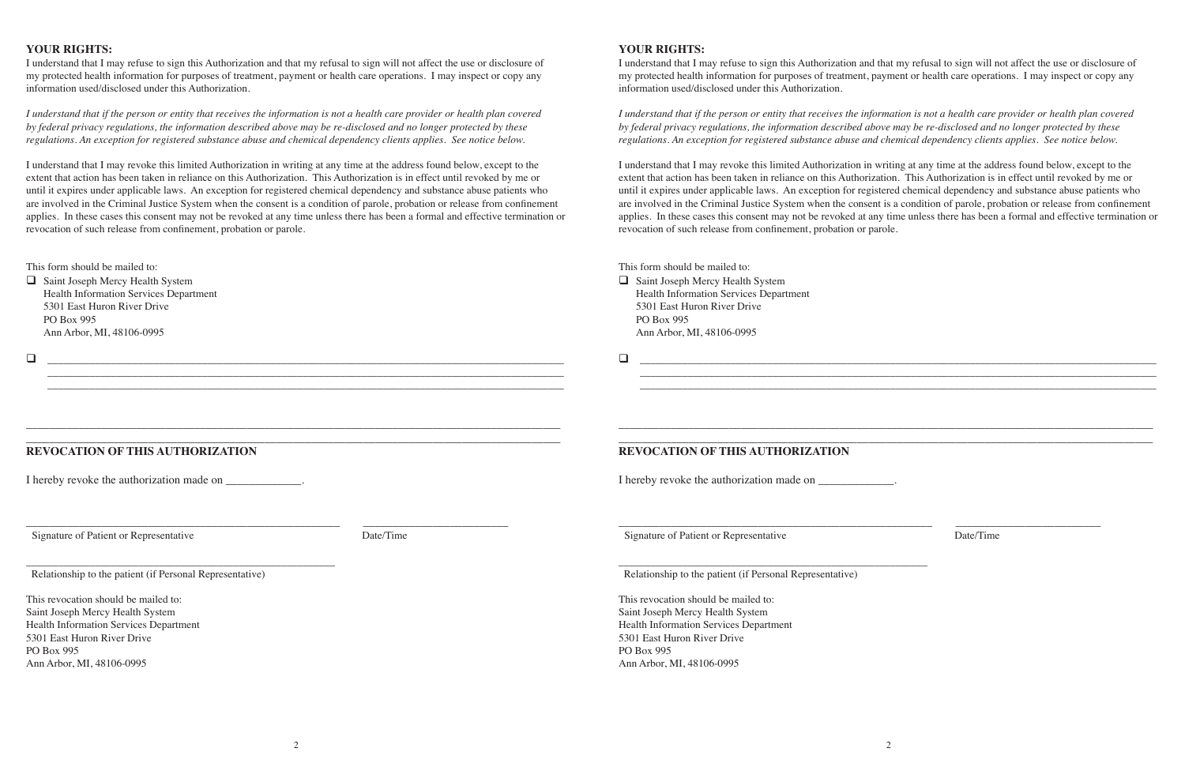**YOUR RIGHTS:**

I understand that I may refuse to sign this Authorization and that my refusal to sign will not affect the use or disclosure of my protected health information for purposes of treatment, payment or health care operations. I may inspect or copy any information used/disclosed under this Authorization.

*I understand that if the person or entity that receives the information is not a health care provider or health plan covered by federal privacy regulations, the information described above may be re-disclosed and no longer protected by these regulations. An exception for registered substance abuse and chemical dependency clients applies. See notice below.*

I understand that I may revoke this limited Authorization in writing at any time at the address found below, except to the extent that action has been taken in reliance on this Authorization. This Authorization is in effect until revoked by me or until it expires under applicable laws. An exception for registered chemical dependency and substance abuse patients who are involved in the Criminal Justice System when the consent is a condition of parole, probation or release from confinement applies. In these cases this consent may not be revoked at any time unless there has been a formal and effective termination or revocation of such release from confinement, probation or parole.

This form should be mailed to:

☐ Saint Joseph Mercy Health System
Health Information Services Department
5301 East Huron River Drive
PO Box 995
Ann Arbor, MI, 48106-0995

☐ ______________________________________________________________________________
______________________________________________________________________________
______________________________________________________________________________

______________________________________________________________________________
______________________________________________________________________________

**REVOCATION OF THIS AUTHORIZATION**

I hereby revoke the authorization made on ____________.

______________________________________________ ______________________
Signature of Patient or Representative Date/Time

______________________________________________
Relationship to the patient (if Personal Representative)

This revocation should be mailed to:
Saint Joseph Mercy Health System
Health Information Services Department
5301 East Huron River Drive
PO Box 995
Ann Arbor, MI, 48106-0995

**YOUR RIGHTS:**

I understand that I may refuse to sign this Authorization and that my refusal to sign will not affect the use or disclosure of my protected health information for purposes of treatment, payment or health care operations. I may inspect or copy any information used/disclosed under this Authorization.

*I understand that if the person or entity that receives the information is not a health care provider or health plan covered by federal privacy regulations, the information described above may be re-disclosed and no longer protected by these regulations. An exception for registered substance abuse and chemical dependency clients applies. See notice below.*

I understand that I may revoke this limited Authorization in writing at any time at the address found below, except to the extent that action has been taken in reliance on this Authorization. This Authorization is in effect until revoked by me or until it expires under applicable laws. An exception for registered chemical dependency and substance abuse patients who are involved in the Criminal Justice System when the consent is a condition of parole, probation or release from confinement applies. In these cases this consent may not be revoked at any time unless there has been a formal and effective termination or revocation of such release from confinement, probation or parole.

This form should be mailed to:

☐ Saint Joseph Mercy Health System
Health Information Services Department
5301 East Huron River Drive
PO Box 995
Ann Arbor, MI, 48106-0995

☐ ______________________________________________________________________________
______________________________________________________________________________
______________________________________________________________________________

______________________________________________________________________________
______________________________________________________________________________

**REVOCATION OF THIS AUTHORIZATION**

I hereby revoke the authorization made on ____________.

______________________________________________ ______________________
Signature of Patient or Representative Date/Time

______________________________________________
Relationship to the patient (if Personal Representative)

This revocation should be mailed to:
Saint Joseph Mercy Health System
Health Information Services Department
5301 East Huron River Drive
PO Box 995
Ann Arbor, MI, 48106-0995